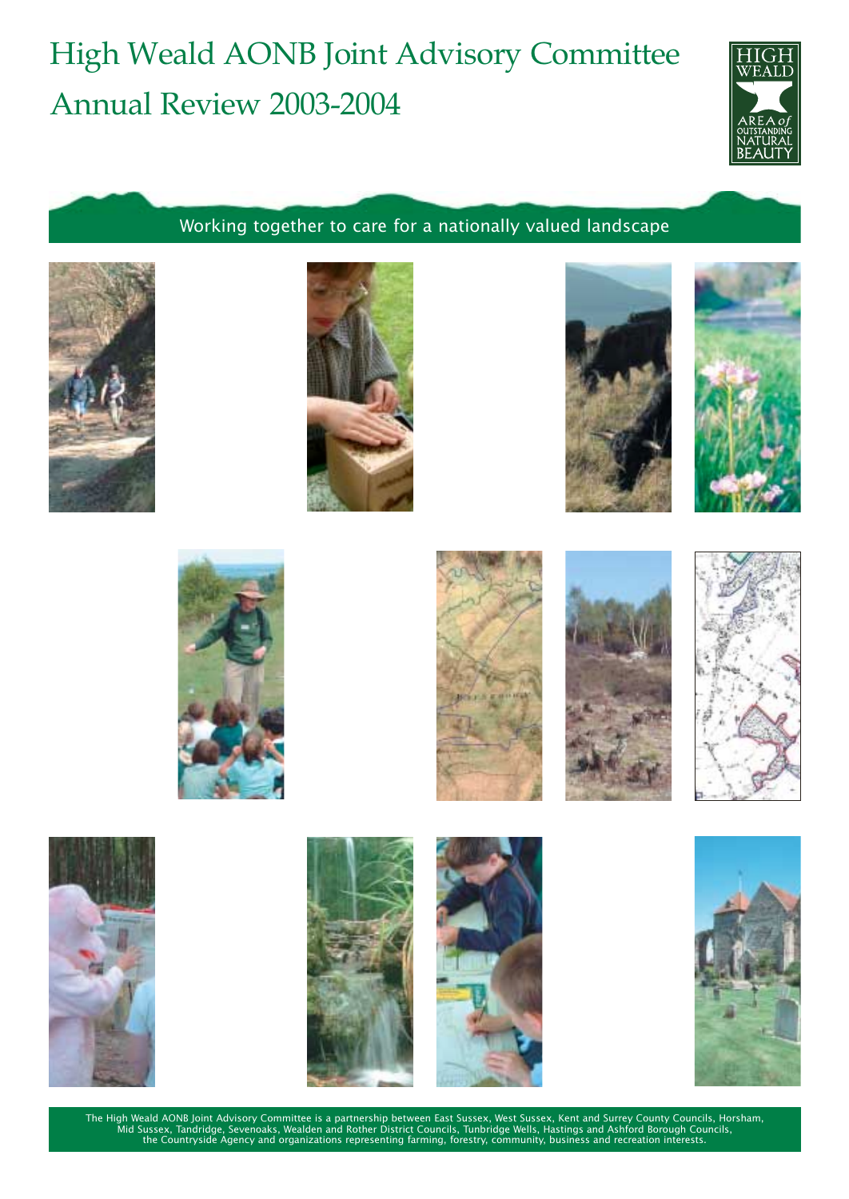# High Weald AONB Joint Advisory Committee
# Annual Review 2003-2004

HIGH WEALD
AREA of OUTSTANDING NATURAL BEAUTY

Working together to care for a nationally valued landscape

The High Weald AONB Joint Advisory Committee is a partnership between East Sussex, West Sussex, Kent and Surrey County Councils, Horsham, Mid Sussex, Tandridge, Sevenoaks, Wealden and Rother District Councils, Tunbridge Wells, Hastings and Ashford Borough Councils, the Countryside Agency and organizations representing farming, forestry, community, business and recreation interests.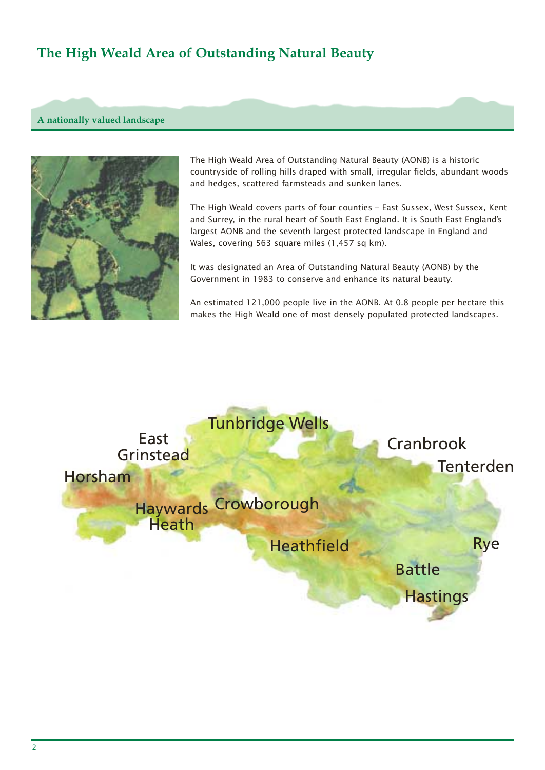# The High Weald Area of Outstanding Natural Beauty

## A nationally valued landscape

The High Weald Area of Outstanding Natural Beauty (AONB) is a historic countryside of rolling hills draped with small, irregular fields, abundant woods and hedges, scattered farmsteads and sunken lanes.

The High Weald covers parts of four counties – East Sussex, West Sussex, Kent and Surrey, in the rural heart of South East England. It is South East England's largest AONB and the seventh largest protected landscape in England and Wales, covering 563 square miles (1,457 sq km).

It was designated an Area of Outstanding Natural Beauty (AONB) by the Government in 1983 to conserve and enhance its natural beauty.

An estimated 121,000 people live in the AONB. At 0.8 people per hectare this makes the High Weald one of most densely populated protected landscapes.

Tunbridge Wells
East Grinstead
Cranbrook
Tenterden
Horsham
Haywards Heath
Crowborough
Heathfield
Rye
Battle
Hastings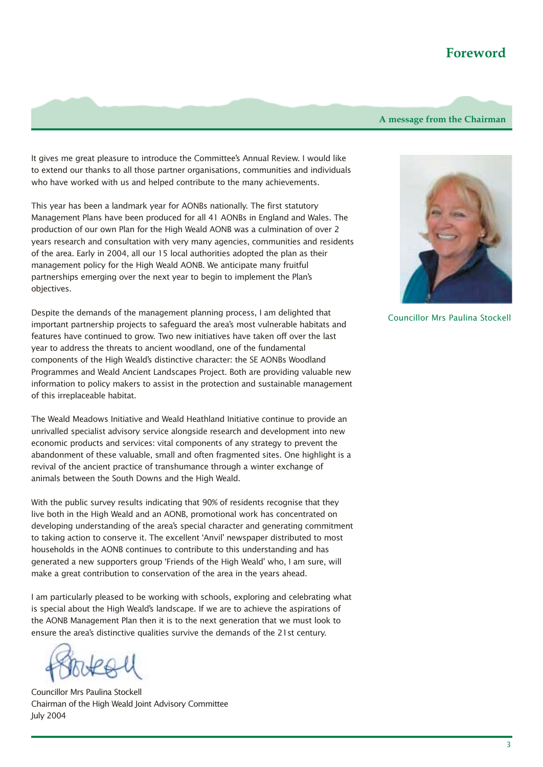# Foreword

### A message from the Chairman

It gives me great pleasure to introduce the Committee's Annual Review. I would like to extend our thanks to all those partner organisations, communities and individuals who have worked with us and helped contribute to the many achievements.

This year has been a landmark year for AONBs nationally. The first statutory Management Plans have been produced for all 41 AONBs in England and Wales. The production of our own Plan for the High Weald AONB was a culmination of over 2 years research and consultation with very many agencies, communities and residents of the area. Early in 2004, all our 15 local authorities adopted the plan as their management policy for the High Weald AONB. We anticipate many fruitful partnerships emerging over the next year to begin to implement the Plan's objectives.

Despite the demands of the management planning process, I am delighted that important partnership projects to safeguard the area's most vulnerable habitats and features have continued to grow. Two new initiatives have taken off over the last year to address the threats to ancient woodland, one of the fundamental components of the High Weald's distinctive character: the SE AONBs Woodland Programmes and Weald Ancient Landscapes Project. Both are providing valuable new information to policy makers to assist in the protection and sustainable management of this irreplaceable habitat.

The Weald Meadows Initiative and Weald Heathland Initiative continue to provide an unrivalled specialist advisory service alongside research and development into new economic products and services: vital components of any strategy to prevent the abandonment of these valuable, small and often fragmented sites. One highlight is a revival of the ancient practice of transhumance through a winter exchange of animals between the South Downs and the High Weald.

With the public survey results indicating that 90% of residents recognise that they live both in the High Weald and an AONB, promotional work has concentrated on developing understanding of the area's special character and generating commitment to taking action to conserve it. The excellent 'Anvil' newspaper distributed to most households in the AONB continues to contribute to this understanding and has generated a new supporters group 'Friends of the High Weald' who, I am sure, will make a great contribution to conservation of the area in the years ahead.

I am particularly pleased to be working with schools, exploring and celebrating what is special about the High Weald's landscape. If we are to achieve the aspirations of the AONB Management Plan then it is to the next generation that we must look to ensure the area's distinctive qualities survive the demands of the 21st century.

Councillor Mrs Paulina Stockell
Chairman of the High Weald Joint Advisory Committee
July 2004

Councillor Mrs Paulina Stockell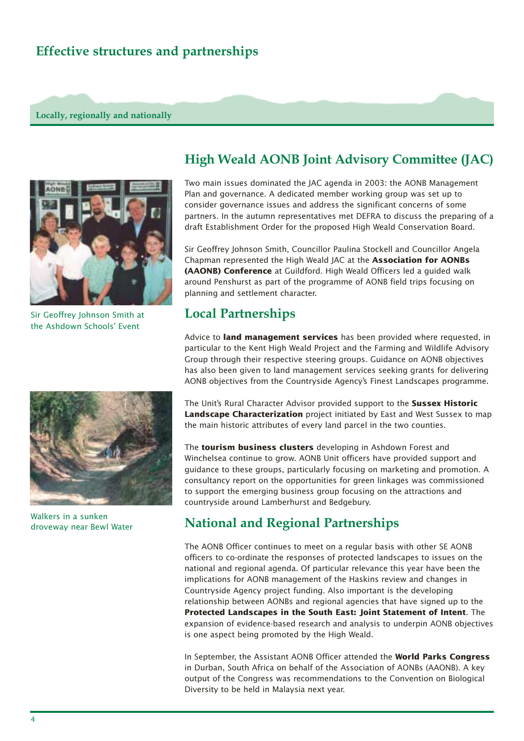# Effective structures and partnerships

**Locally, regionally and nationally**

Sir Geoffrey Johnson Smith at the Ashdown Schools' Event

Walkers in a sunken droveway near Bewl Water

## High Weald AONB Joint Advisory Committee (JAC)

Two main issues dominated the JAC agenda in 2003: the AONB Management Plan and governance. A dedicated member working group was set up to consider governance issues and address the significant concerns of some partners. In the autumn representatives met DEFRA to discuss the preparing of a draft Establishment Order for the proposed High Weald Conservation Board.

Sir Geoffrey Johnson Smith, Councillor Paulina Stockell and Councillor Angela Chapman represented the High Weald JAC at the **Association for AONBs (AAONB) Conference** at Guildford. High Weald Officers led a guided walk around Penshurst as part of the programme of AONB field trips focusing on planning and settlement character.

## Local Partnerships

Advice to **land management services** has been provided where requested, in particular to the Kent High Weald Project and the Farming and Wildlife Advisory Group through their respective steering groups. Guidance on AONB objectives has also been given to land management services seeking grants for delivering AONB objectives from the Countryside Agency's Finest Landscapes programme.

The Unit's Rural Character Advisor provided support to the **Sussex Historic Landscape Characterization** project initiated by East and West Sussex to map the main historic attributes of every land parcel in the two counties.

The **tourism business clusters** developing in Ashdown Forest and Winchelsea continue to grow. AONB Unit officers have provided support and guidance to these groups, particularly focusing on marketing and promotion. A consultancy report on the opportunities for green linkages was commissioned to support the emerging business group focusing on the attractions and countryside around Lamberhurst and Bedgebury.

## National and Regional Partnerships

The AONB Officer continues to meet on a regular basis with other SE AONB officers to co-ordinate the responses of protected landscapes to issues on the national and regional agenda. Of particular relevance this year have been the implications for AONB management of the Haskins review and changes in Countryside Agency project funding. Also important is the developing relationship between AONBs and regional agencies that have signed up to the **Protected Landscapes in the South East: Joint Statement of Intent**. The expansion of evidence-based research and analysis to underpin AONB objectives is one aspect being promoted by the High Weald.

In September, the Assistant AONB Officer attended the **World Parks Congress** in Durban, South Africa on behalf of the Association of AONBs (AAONB). A key output of the Congress was recommendations to the Convention on Biological Diversity to be held in Malaysia next year.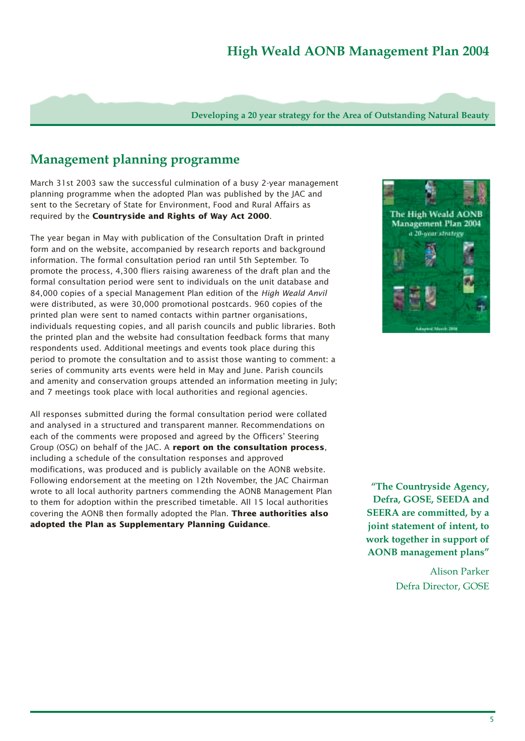## Management planning programme

March 31st 2003 saw the successful culmination of a busy 2-year management planning programme when the adopted Plan was published by the JAC and sent to the Secretary of State for Environment, Food and Rural Affairs as required by the **Countryside and Rights of Way Act 2000**.

The year began in May with publication of the Consultation Draft in printed form and on the website, accompanied by research reports and background information. The formal consultation period ran until 5th September. To promote the process, 4,300 fliers raising awareness of the draft plan and the formal consultation period were sent to individuals on the unit database and 84,000 copies of a special Management Plan edition of the *High Weald Anvil* were distributed, as were 30,000 promotional postcards. 960 copies of the printed plan were sent to named contacts within partner organisations, individuals requesting copies, and all parish councils and public libraries. Both the printed plan and the website had consultation feedback forms that many respondents used. Additional meetings and events took place during this period to promote the consultation and to assist those wanting to comment: a series of community arts events were held in May and June. Parish councils and amenity and conservation groups attended an information meeting in July; and 7 meetings took place with local authorities and regional agencies.

All responses submitted during the formal consultation period were collated and analysed in a structured and transparent manner. Recommendations on each of the comments were proposed and agreed by the Officers' Steering Group (OSG) on behalf of the JAC. A **report on the consultation process**, including a schedule of the consultation responses and approved modifications, was produced and is publicly available on the AONB website. Following endorsement at the meeting on 12th November, the JAC Chairman wrote to all local authority partners commending the AONB Management Plan to them for adoption within the prescribed timetable. All 15 local authorities covering the AONB then formally adopted the Plan. **Three authorities also adopted the Plan as Supplementary Planning Guidance**.

**"The Countryside Agency, Defra, GOSE, SEEDA and SEERA are committed, by a joint statement of intent, to work together in support of AONB management plans"**

Alison Parker
Defra Director, GOSE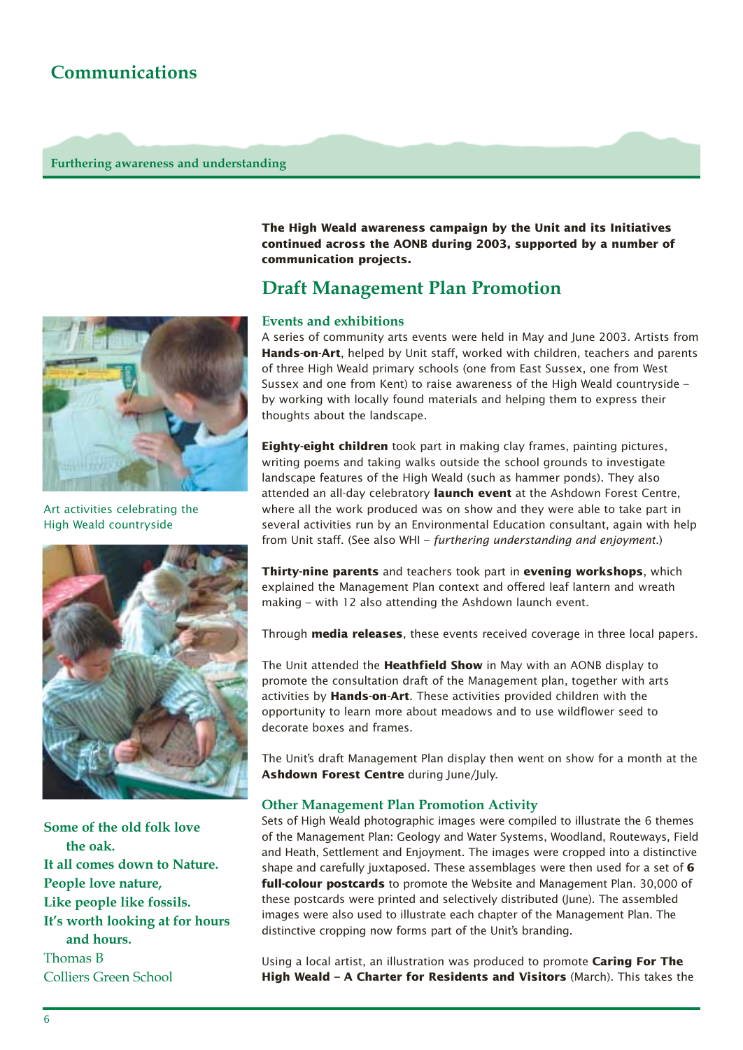# Communications

**Furthering awareness and understanding**

Art activities celebrating the High Weald countryside

**Some of the old folk love the oak.**
**It all comes down to Nature.**
**People love nature,**
**Like people like fossils.**
**It's worth looking at for hours and hours.**
Thomas B
Colliers Green School

**The High Weald awareness campaign by the Unit and its Initiatives continued across the AONB during 2003, supported by a number of communication projects.**

## Draft Management Plan Promotion

### Events and exhibitions

A series of community arts events were held in May and June 2003. Artists from **Hands-on-Art**, helped by Unit staff, worked with children, teachers and parents of three High Weald primary schools (one from East Sussex, one from West Sussex and one from Kent) to raise awareness of the High Weald countryside – by working with locally found materials and helping them to express their thoughts about the landscape.

**Eighty-eight children** took part in making clay frames, painting pictures, writing poems and taking walks outside the school grounds to investigate landscape features of the High Weald (such as hammer ponds). They also attended an all-day celebratory **launch event** at the Ashdown Forest Centre, where all the work produced was on show and they were able to take part in several activities run by an Environmental Education consultant, again with help from Unit staff. (See also WHI – *furthering understanding and enjoyment.*)

**Thirty-nine parents** and teachers took part in **evening workshops**, which explained the Management Plan context and offered leaf lantern and wreath making – with 12 also attending the Ashdown launch event.

Through **media releases**, these events received coverage in three local papers.

The Unit attended the **Heathfield Show** in May with an AONB display to promote the consultation draft of the Management plan, together with arts activities by **Hands-on-Art**. These activities provided children with the opportunity to learn more about meadows and to use wildflower seed to decorate boxes and frames.

The Unit's draft Management Plan display then went on show for a month at the **Ashdown Forest Centre** during June/July.

### Other Management Plan Promotion Activity

Sets of High Weald photographic images were compiled to illustrate the 6 themes of the Management Plan: Geology and Water Systems, Woodland, Routeways, Field and Heath, Settlement and Enjoyment. The images were cropped into a distinctive shape and carefully juxtaposed. These assemblages were then used for a set of **6 full-colour postcards** to promote the Website and Management Plan. 30,000 of these postcards were printed and selectively distributed (June). The assembled images were also used to illustrate each chapter of the Management Plan. The distinctive cropping now forms part of the Unit's branding.

Using a local artist, an illustration was produced to promote **Caring For The High Weald – A Charter for Residents and Visitors** (March). This takes the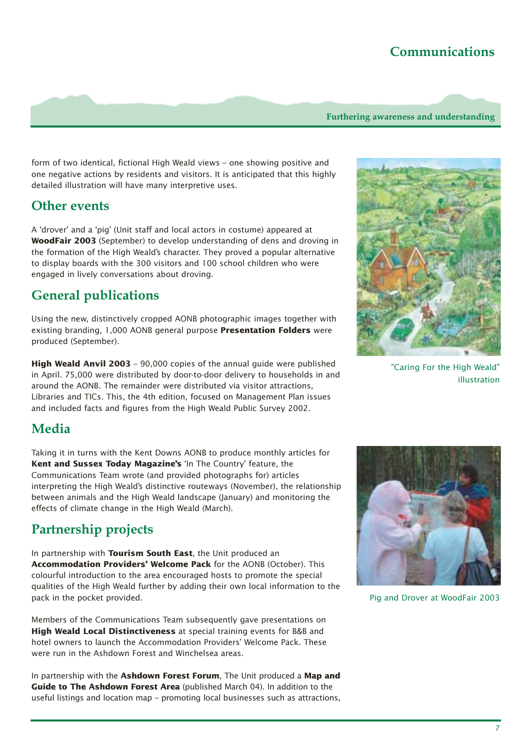form of two identical, fictional High Weald views – one showing positive and one negative actions by residents and visitors. It is anticipated that this highly detailed illustration will have many interpretive uses.

"Caring For the High Weald" illustration

## Other events

A 'drover' and a 'pig' (Unit staff and local actors in costume) appeared at **WoodFair 2003** (September) to develop understanding of dens and droving in the formation of the High Weald's character. They proved a popular alternative to display boards with the 300 visitors and 100 school children who were engaged in lively conversations about droving.

Pig and Drover at WoodFair 2003

## General publications

Using the new, distinctively cropped AONB photographic images together with existing branding, 1,000 AONB general purpose **Presentation Folders** were produced (September).

**High Weald Anvil 2003** – 90,000 copies of the annual guide were published in April. 75,000 were distributed by door-to-door delivery to households in and around the AONB. The remainder were distributed via visitor attractions, Libraries and TICs. This, the 4th edition, focused on Management Plan issues and included facts and figures from the High Weald Public Survey 2002.

## Media

Taking it in turns with the Kent Downs AONB to produce monthly articles for **Kent and Sussex Today Magazine's** 'In The Country' feature, the Communications Team wrote (and provided photographs for) articles interpreting the High Weald's distinctive routeways (November), the relationship between animals and the High Weald landscape (January) and monitoring the effects of climate change in the High Weald (March).

## Partnership projects

In partnership with **Tourism South East**, the Unit produced an **Accommodation Providers' Welcome Pack** for the AONB (October). This colourful introduction to the area encouraged hosts to promote the special qualities of the High Weald further by adding their own local information to the pack in the pocket provided.

Members of the Communications Team subsequently gave presentations on **High Weald Local Distinctiveness** at special training events for B&B and hotel owners to launch the Accommodation Providers' Welcome Pack. These were run in the Ashdown Forest and Winchelsea areas.

In partnership with the **Ashdown Forest Forum**, The Unit produced a **Map and Guide to The Ashdown Forest Area** (published March 04). In addition to the useful listings and location map – promoting local businesses such as attractions,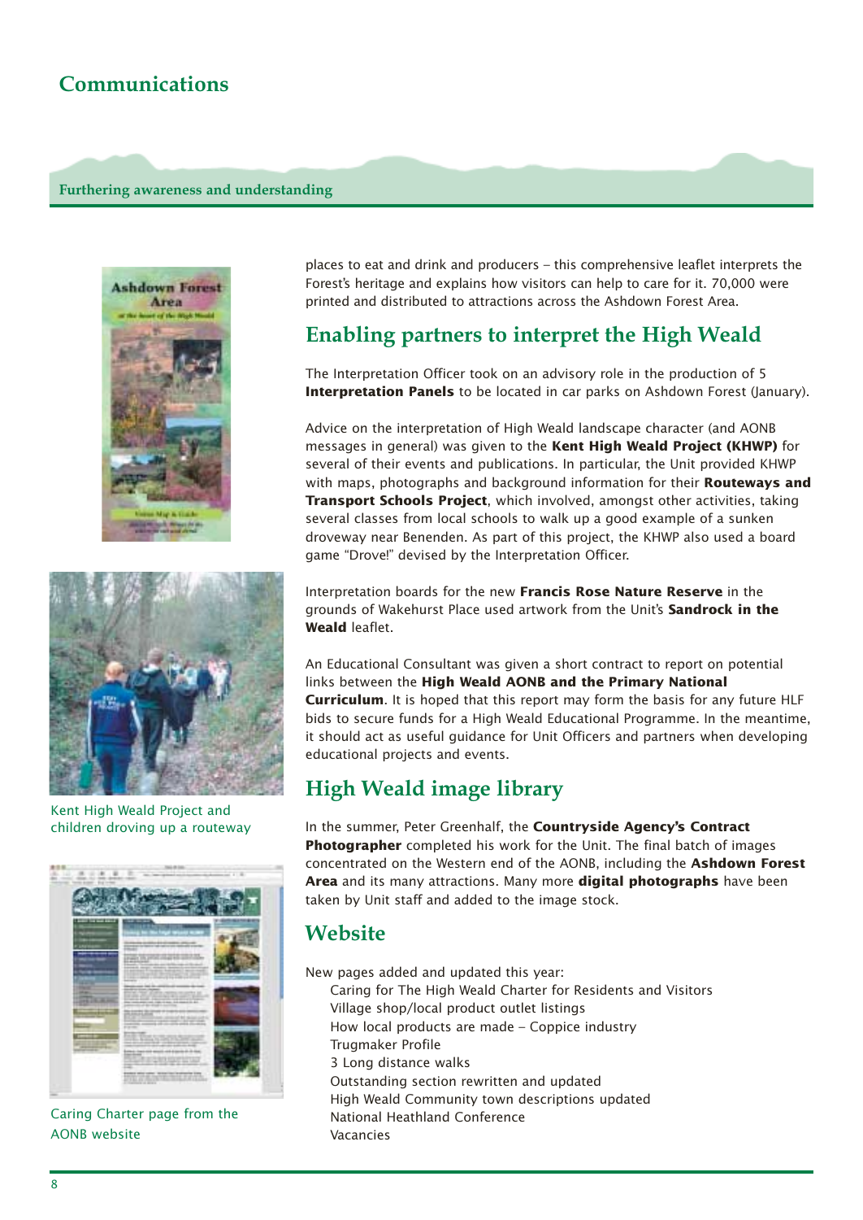# Communications

## Furthering awareness and understanding

places to eat and drink and producers – this comprehensive leaflet interprets the Forest's heritage and explains how visitors can help to care for it. 70,000 were printed and distributed to attractions across the Ashdown Forest Area.

## Enabling partners to interpret the High Weald

The Interpretation Officer took on an advisory role in the production of 5 **Interpretation Panels** to be located in car parks on Ashdown Forest (January).

Advice on the interpretation of High Weald landscape character (and AONB messages in general) was given to the **Kent High Weald Project (KHWP)** for several of their events and publications. In particular, the Unit provided KHWP with maps, photographs and background information for their **Routeways and Transport Schools Project**, which involved, amongst other activities, taking several classes from local schools to walk up a good example of a sunken droveway near Benenden. As part of this project, the KHWP also used a board game "Drove!" devised by the Interpretation Officer.

Interpretation boards for the new **Francis Rose Nature Reserve** in the grounds of Wakehurst Place used artwork from the Unit's **Sandrock in the Weald** leaflet.

An Educational Consultant was given a short contract to report on potential links between the **High Weald AONB and the Primary National Curriculum**. It is hoped that this report may form the basis for any future HLF bids to secure funds for a High Weald Educational Programme. In the meantime, it should act as useful guidance for Unit Officers and partners when developing educational projects and events.

## High Weald image library

In the summer, Peter Greenhalf, the **Countryside Agency's Contract Photographer** completed his work for the Unit. The final batch of images concentrated on the Western end of the AONB, including the **Ashdown Forest Area** and its many attractions. Many more **digital photographs** have been taken by Unit staff and added to the image stock.

## Website

New pages added and updated this year:

- Caring for The High Weald Charter for Residents and Visitors
- Village shop/local product outlet listings
- How local products are made – Coppice industry
- Trugmaker Profile
- 3 Long distance walks
- Outstanding section rewritten and updated
- High Weald Community town descriptions updated
- National Heathland Conference
- Vacancies

Kent High Weald Project and children droving up a routeway

Caring Charter page from the AONB website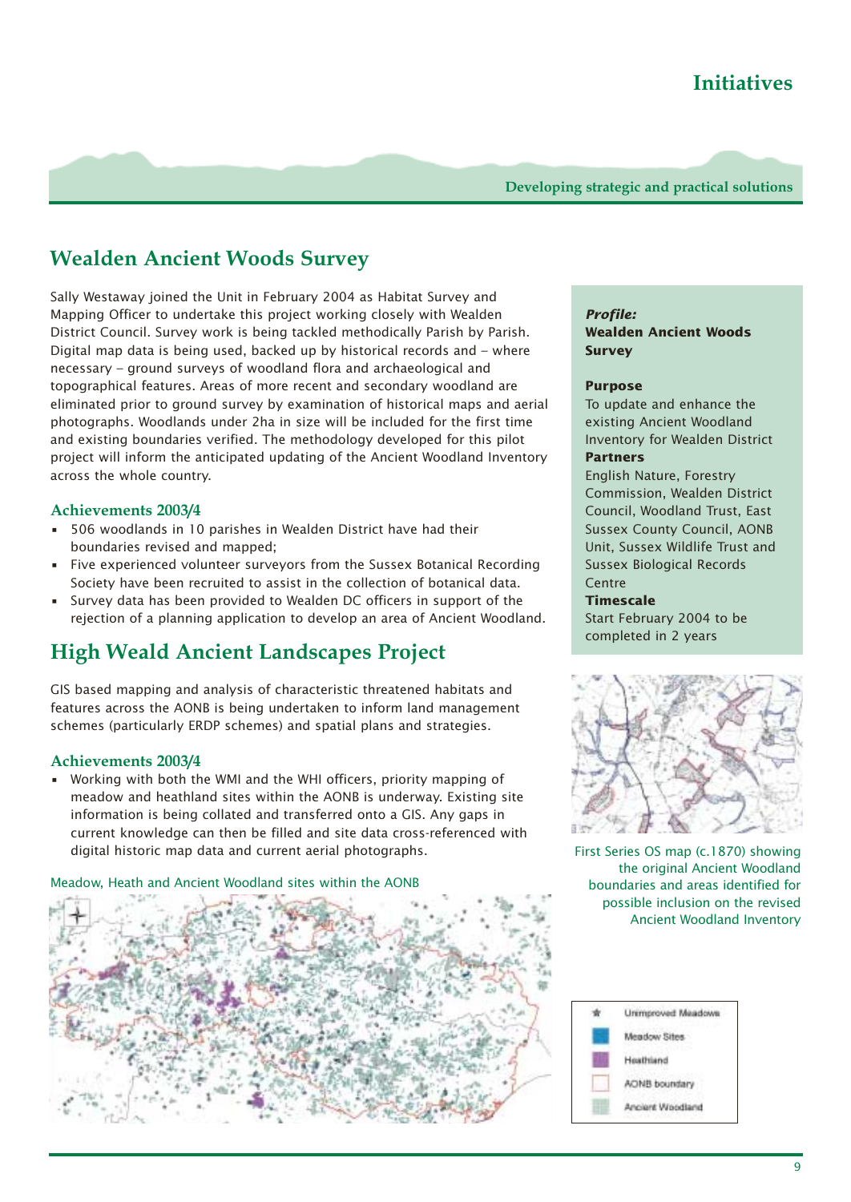# Initiatives

Developing strategic and practical solutions

## Wealden Ancient Woods Survey

Sally Westaway joined the Unit in February 2004 as Habitat Survey and Mapping Officer to undertake this project working closely with Wealden District Council. Survey work is being tackled methodically Parish by Parish. Digital map data is being used, backed up by historical records and – where necessary – ground surveys of woodland flora and archaeological and topographical features. Areas of more recent and secondary woodland are eliminated prior to ground survey by examination of historical maps and aerial photographs. Woodlands under 2ha in size will be included for the first time and existing boundaries verified. The methodology developed for this pilot project will inform the anticipated updating of the Ancient Woodland Inventory across the whole country.

### Achievements 2003/4

- 506 woodlands in 10 parishes in Wealden District have had their boundaries revised and mapped;
- Five experienced volunteer surveyors from the Sussex Botanical Recording Society have been recruited to assist in the collection of botanical data.
- Survey data has been provided to Wealden DC officers in support of the rejection of a planning application to develop an area of Ancient Woodland.

> ***Profile:***
> **Wealden Ancient Woods Survey**
>
> **Purpose**
> To update and enhance the existing Ancient Woodland Inventory for Wealden District
>
> **Partners**
> English Nature, Forestry Commission, Wealden District Council, Woodland Trust, East Sussex County Council, AONB Unit, Sussex Wildlife Trust and Sussex Biological Records Centre
>
> **Timescale**
> Start February 2004 to be completed in 2 years

First Series OS map (c.1870) showing the original Ancient Woodland boundaries and areas identified for possible inclusion on the revised Ancient Woodland Inventory

## High Weald Ancient Landscapes Project

GIS based mapping and analysis of characteristic threatened habitats and features across the AONB is being undertaken to inform land management schemes (particularly ERDP schemes) and spatial plans and strategies.

### Achievements 2003/4

- Working with both the WMI and the WHI officers, priority mapping of meadow and heathland sites within the AONB is underway. Existing site information is being collated and transferred onto a GIS. Any gaps in current knowledge can then be filled and site data cross-referenced with digital historic map data and current aerial photographs.

Meadow, Heath and Ancient Woodland sites within the AONB

Unimproved Meadows
Meadow Sites
Heathland
AONB boundary
Ancient Woodland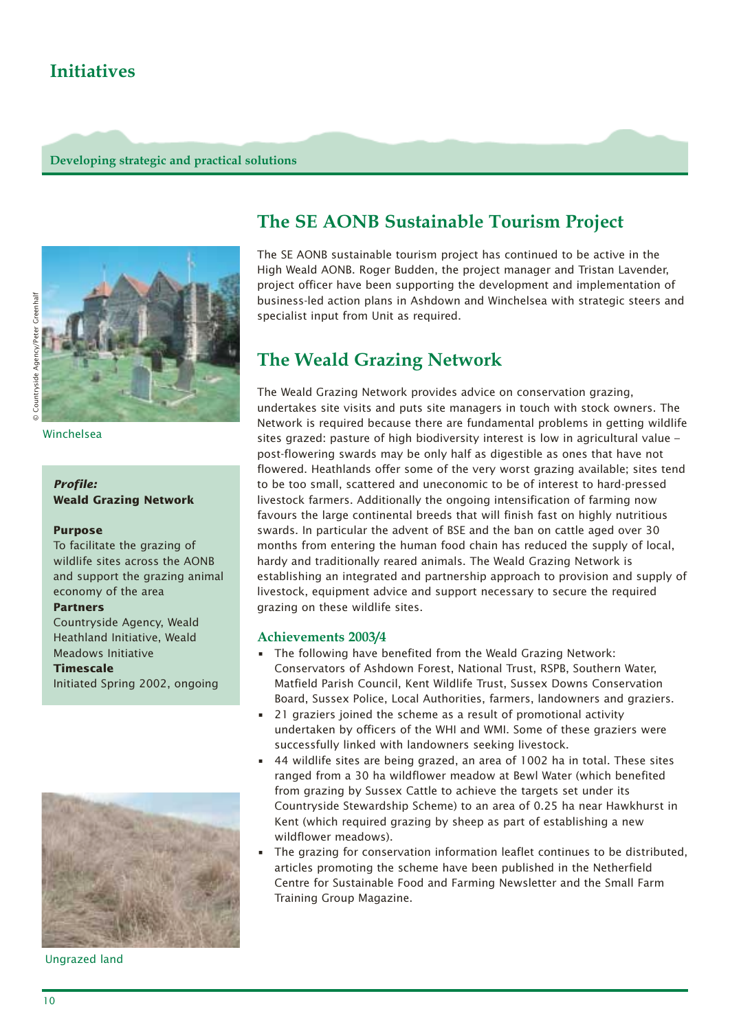# Initiatives

**Developing strategic and practical solutions**

Winchelsea

***Profile:***
**Weald Grazing Network**

**Purpose**
To facilitate the grazing of wildlife sites across the AONB and support the grazing animal economy of the area

**Partners**
Countryside Agency, Weald Heathland Initiative, Weald Meadows Initiative

**Timescale**
Initiated Spring 2002, ongoing

Ungrazed land

## The SE AONB Sustainable Tourism Project

The SE AONB sustainable tourism project has continued to be active in the High Weald AONB. Roger Budden, the project manager and Tristan Lavender, project officer have been supporting the development and implementation of business-led action plans in Ashdown and Winchelsea with strategic steers and specialist input from Unit as required.

## The Weald Grazing Network

The Weald Grazing Network provides advice on conservation grazing, undertakes site visits and puts site managers in touch with stock owners. The Network is required because there are fundamental problems in getting wildlife sites grazed: pasture of high biodiversity interest is low in agricultural value – post-flowering swards may be only half as digestible as ones that have not flowered. Heathlands offer some of the very worst grazing available; sites tend to be too small, scattered and uneconomic to be of interest to hard-pressed livestock farmers. Additionally the ongoing intensification of farming now favours the large continental breeds that will finish fast on highly nutritious swards. In particular the advent of BSE and the ban on cattle aged over 30 months from entering the human food chain has reduced the supply of local, hardy and traditionally reared animals. The Weald Grazing Network is establishing an integrated and partnership approach to provision and supply of livestock, equipment advice and support necessary to secure the required grazing on these wildlife sites.

### Achievements 2003/4

- The following have benefited from the Weald Grazing Network: Conservators of Ashdown Forest, National Trust, RSPB, Southern Water, Matfield Parish Council, Kent Wildlife Trust, Sussex Downs Conservation Board, Sussex Police, Local Authorities, farmers, landowners and graziers.
- 21 graziers joined the scheme as a result of promotional activity undertaken by officers of the WHI and WMI. Some of these graziers were successfully linked with landowners seeking livestock.
- 44 wildlife sites are being grazed, an area of 1002 ha in total. These sites ranged from a 30 ha wildflower meadow at Bewl Water (which benefited from grazing by Sussex Cattle to achieve the targets set under its Countryside Stewardship Scheme) to an area of 0.25 ha near Hawkhurst in Kent (which required grazing by sheep as part of establishing a new wildflower meadows).
- The grazing for conservation information leaflet continues to be distributed, articles promoting the scheme have been published in the Netherfield Centre for Sustainable Food and Farming Newsletter and the Small Farm Training Group Magazine.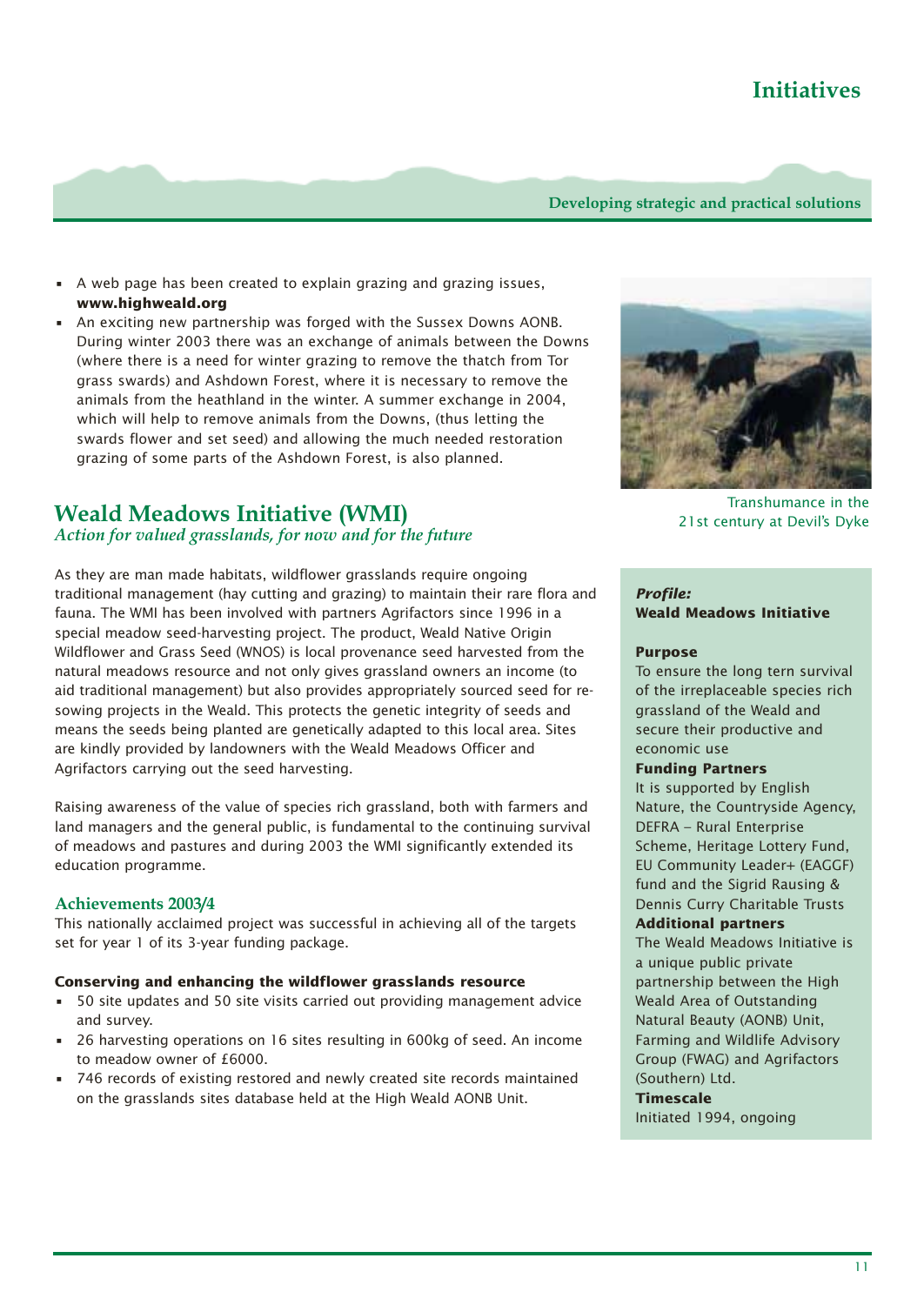- A web page has been created to explain grazing and grazing issues, **www.highweald.org**
- An exciting new partnership was forged with the Sussex Downs AONB. During winter 2003 there was an exchange of animals between the Downs (where there is a need for winter grazing to remove the thatch from Tor grass swards) and Ashdown Forest, where it is necessary to remove the animals from the heathland in the winter. A summer exchange in 2004, which will help to remove animals from the Downs, (thus letting the swards flower and set seed) and allowing the much needed restoration grazing of some parts of the Ashdown Forest, is also planned.

Transhumance in the 21st century at Devil's Dyke

## Weald Meadows Initiative (WMI)

*Action for valued grasslands, for now and for the future*

As they are man made habitats, wildflower grasslands require ongoing traditional management (hay cutting and grazing) to maintain their rare flora and fauna. The WMI has been involved with partners Agrifactors since 1996 in a special meadow seed-harvesting project. The product, Weald Native Origin Wildflower and Grass Seed (WNOS) is local provenance seed harvested from the natural meadows resource and not only gives grassland owners an income (to aid traditional management) but also provides appropriately sourced seed for re-sowing projects in the Weald. This protects the genetic integrity of seeds and means the seeds being planted are genetically adapted to this local area. Sites are kindly provided by landowners with the Weald Meadows Officer and Agrifactors carrying out the seed harvesting.

Raising awareness of the value of species rich grassland, both with farmers and land managers and the general public, is fundamental to the continuing survival of meadows and pastures and during 2003 the WMI significantly extended its education programme.

### Achievements 2003/4

This nationally acclaimed project was successful in achieving all of the targets set for year 1 of its 3-year funding package.

**Conserving and enhancing the wildflower grasslands resource**

- 50 site updates and 50 site visits carried out providing management advice and survey.
- 26 harvesting operations on 16 sites resulting in 600kg of seed. An income to meadow owner of £6000.
- 746 records of existing restored and newly created site records maintained on the grasslands sites database held at the High Weald AONB Unit.

***Profile:***
**Weald Meadows Initiative**

**Purpose**
To ensure the long tern survival of the irreplaceable species rich grassland of the Weald and secure their productive and economic use

**Funding Partners**
It is supported by English Nature, the Countryside Agency, DEFRA – Rural Enterprise Scheme, Heritage Lottery Fund, EU Community Leader+ (EAGGF) fund and the Sigrid Rausing & Dennis Curry Charitable Trusts

**Additional partners**
The Weald Meadows Initiative is a unique public private partnership between the High Weald Area of Outstanding Natural Beauty (AONB) Unit, Farming and Wildlife Advisory Group (FWAG) and Agrifactors (Southern) Ltd.

**Timescale**
Initiated 1994, ongoing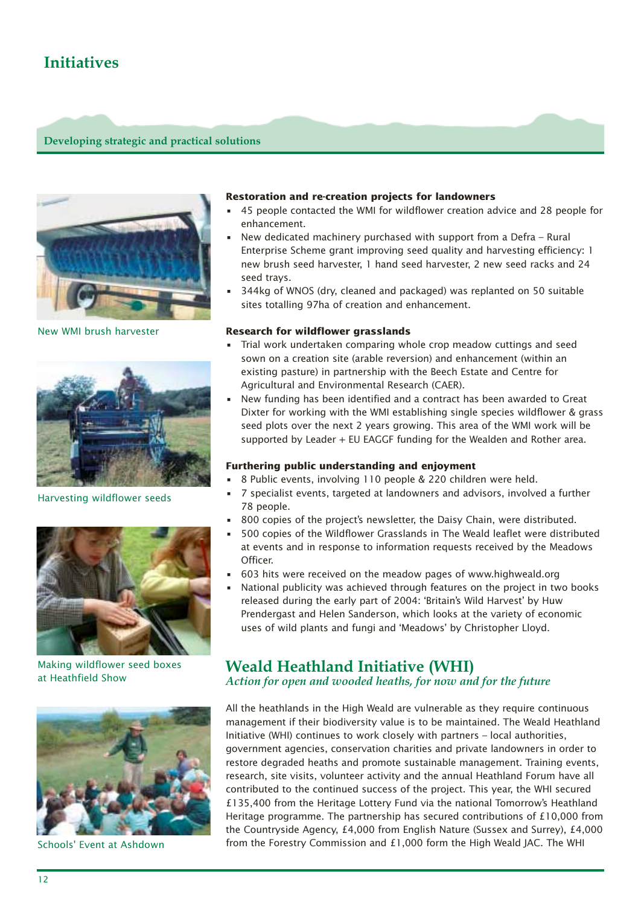# Initiatives

## Developing strategic and practical solutions

New WMI brush harvester

Harvesting wildflower seeds

Making wildflower seed boxes at Heathfield Show

Schools' Event at Ashdown

**Restoration and re-creation projects for landowners**

- 45 people contacted the WMI for wildflower creation advice and 28 people for enhancement.
- New dedicated machinery purchased with support from a Defra – Rural Enterprise Scheme grant improving seed quality and harvesting efficiency: 1 new brush seed harvester, 1 hand seed harvester, 2 new seed racks and 24 seed trays.
- 344kg of WNOS (dry, cleaned and packaged) was replanted on 50 suitable sites totalling 97ha of creation and enhancement.

**Research for wildflower grasslands**

- Trial work undertaken comparing whole crop meadow cuttings and seed sown on a creation site (arable reversion) and enhancement (within an existing pasture) in partnership with the Beech Estate and Centre for Agricultural and Environmental Research (CAER).
- New funding has been identified and a contract has been awarded to Great Dixter for working with the WMI establishing single species wildflower & grass seed plots over the next 2 years growing. This area of the WMI work will be supported by Leader + EU EAGGF funding for the Wealden and Rother area.

**Furthering public understanding and enjoyment**

- 8 Public events, involving 110 people & 220 children were held.
- 7 specialist events, targeted at landowners and advisors, involved a further 78 people.
- 800 copies of the project's newsletter, the Daisy Chain, were distributed.
- 500 copies of the Wildflower Grasslands in The Weald leaflet were distributed at events and in response to information requests received by the Meadows Officer.
- 603 hits were received on the meadow pages of www.highweald.org
- National publicity was achieved through features on the project in two books released during the early part of 2004: 'Britain's Wild Harvest' by Huw Prendergast and Helen Sanderson, which looks at the variety of economic uses of wild plants and fungi and 'Meadows' by Christopher Lloyd.

## Weald Heathland Initiative (WHI)

*Action for open and wooded heaths, for now and for the future*

All the heathlands in the High Weald are vulnerable as they require continuous management if their biodiversity value is to be maintained. The Weald Heathland Initiative (WHI) continues to work closely with partners – local authorities, government agencies, conservation charities and private landowners in order to restore degraded heaths and promote sustainable management. Training events, research, site visits, volunteer activity and the annual Heathland Forum have all contributed to the continued success of the project. This year, the WHI secured £135,400 from the Heritage Lottery Fund via the national Tomorrow's Heathland Heritage programme. The partnership has secured contributions of £10,000 from the Countryside Agency, £4,000 from English Nature (Sussex and Surrey), £4,000 from the Forestry Commission and £1,000 form the High Weald JAC. The WHI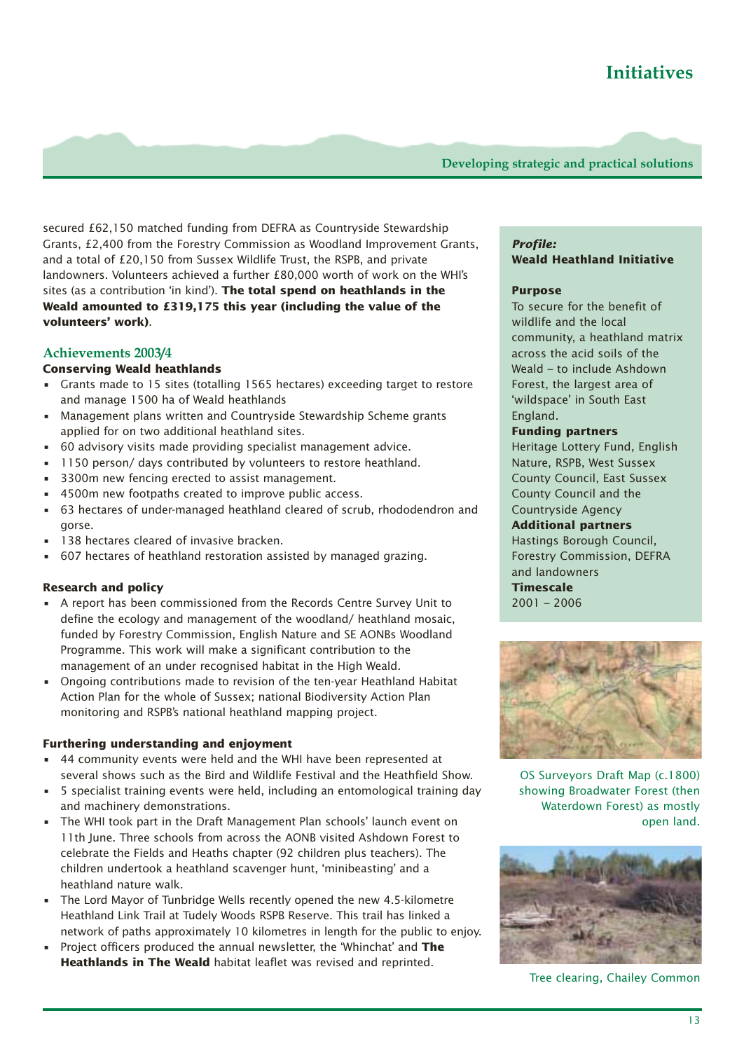secured £62,150 matched funding from DEFRA as Countryside Stewardship Grants, £2,400 from the Forestry Commission as Woodland Improvement Grants, and a total of £20,150 from Sussex Wildlife Trust, the RSPB, and private landowners. Volunteers achieved a further £80,000 worth of work on the WHI's sites (as a contribution 'in kind'). **The total spend on heathlands in the Weald amounted to £319,175 this year (including the value of the volunteers' work)**.

## Achievements 2003/4

### Conserving Weald heathlands

- Grants made to 15 sites (totalling 1565 hectares) exceeding target to restore and manage 1500 ha of Weald heathlands
- Management plans written and Countryside Stewardship Scheme grants applied for on two additional heathland sites.
- 60 advisory visits made providing specialist management advice.
- 1150 person/ days contributed by volunteers to restore heathland.
- 3300m new fencing erected to assist management.
- 4500m new footpaths created to improve public access.
- 63 hectares of under-managed heathland cleared of scrub, rhododendron and gorse.
- 138 hectares cleared of invasive bracken.
- 607 hectares of heathland restoration assisted by managed grazing.

### Research and policy

- A report has been commissioned from the Records Centre Survey Unit to define the ecology and management of the woodland/ heathland mosaic, funded by Forestry Commission, English Nature and SE AONBs Woodland Programme. This work will make a significant contribution to the management of an under recognised habitat in the High Weald.
- Ongoing contributions made to revision of the ten-year Heathland Habitat Action Plan for the whole of Sussex; national Biodiversity Action Plan monitoring and RSPB's national heathland mapping project.

### Furthering understanding and enjoyment

- 44 community events were held and the WHI have been represented at several shows such as the Bird and Wildlife Festival and the Heathfield Show.
- 5 specialist training events were held, including an entomological training day and machinery demonstrations.
- The WHI took part in the Draft Management Plan schools' launch event on 11th June. Three schools from across the AONB visited Ashdown Forest to celebrate the Fields and Heaths chapter (92 children plus teachers). The children undertook a heathland scavenger hunt, 'minibeasting' and a heathland nature walk.
- The Lord Mayor of Tunbridge Wells recently opened the new 4.5-kilometre Heathland Link Trail at Tudely Woods RSPB Reserve. This trail has linked a network of paths approximately 10 kilometres in length for the public to enjoy.
- Project officers produced the annual newsletter, the 'Whinchat' and **The Heathlands in The Weald** habitat leaflet was revised and reprinted.

***Profile:***
**Weald Heathland Initiative**

**Purpose**
To secure for the benefit of wildlife and the local community, a heathland matrix across the acid soils of the Weald – to include Ashdown Forest, the largest area of 'wildspace' in South East England.

**Funding partners**
Heritage Lottery Fund, English Nature, RSPB, West Sussex County Council, East Sussex County Council and the Countryside Agency

**Additional partners**
Hastings Borough Council, Forestry Commission, DEFRA and landowners

**Timescale**
2001 – 2006

OS Surveyors Draft Map (c.1800) showing Broadwater Forest (then Waterdown Forest) as mostly open land.

Tree clearing, Chailey Common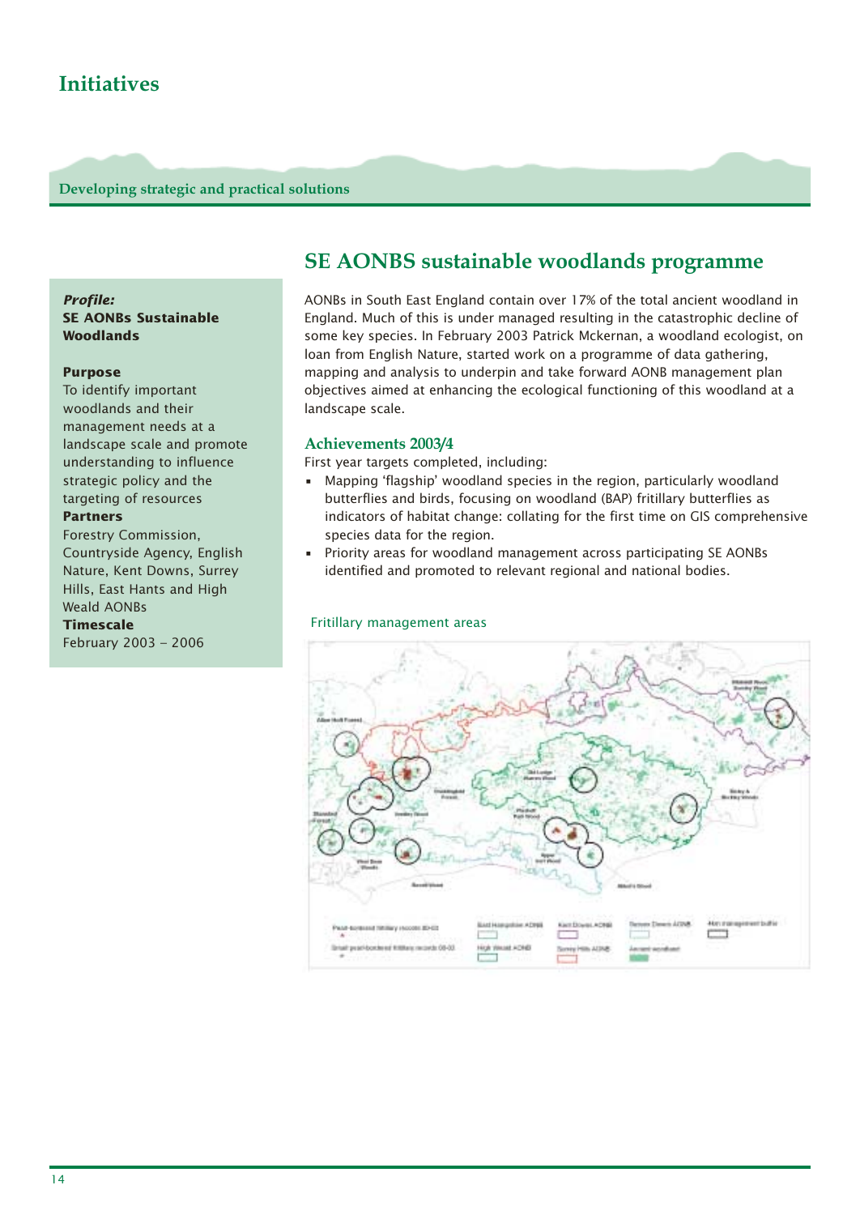# Initiatives

**Developing strategic and practical solutions**

***Profile:***
**SE AONBs Sustainable Woodlands**

**Purpose**
To identify important woodlands and their management needs at a landscape scale and promote understanding to influence strategic policy and the targeting of resources

**Partners**
Forestry Commission, Countryside Agency, English Nature, Kent Downs, Surrey Hills, East Hants and High Weald AONBs

**Timescale**
February 2003 – 2006

## SE AONBS sustainable woodlands programme

AONBs in South East England contain over 17% of the total ancient woodland in England. Much of this is under managed resulting in the catastrophic decline of some key species. In February 2003 Patrick Mckernan, a woodland ecologist, on loan from English Nature, started work on a programme of data gathering, mapping and analysis to underpin and take forward AONB management plan objectives aimed at enhancing the ecological functioning of this woodland at a landscape scale.

### Achievements 2003/4

First year targets completed, including:

- Mapping 'flagship' woodland species in the region, particularly woodland butterflies and birds, focusing on woodland (BAP) fritillary butterflies as indicators of habitat change: collating for the first time on GIS comprehensive species data for the region.
- Priority areas for woodland management across participating SE AONBs identified and promoted to relevant regional and national bodies.

Fritillary management areas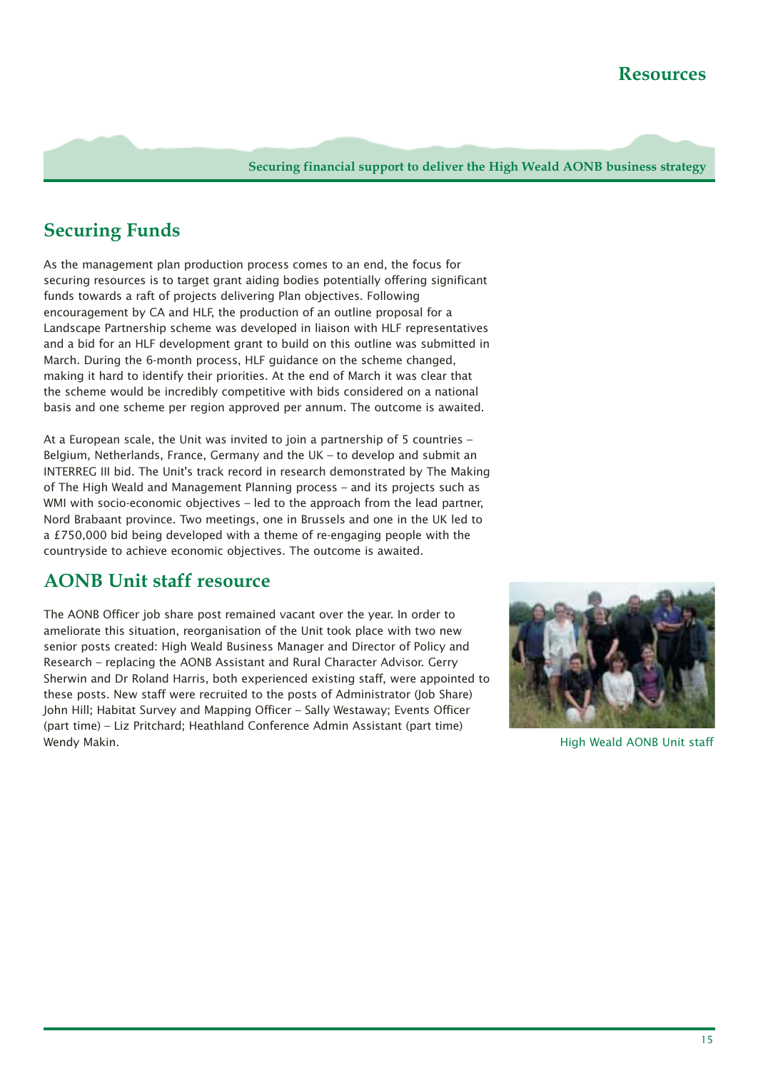# Resources

**Securing financial support to deliver the High Weald AONB business strategy**

## Securing Funds

As the management plan production process comes to an end, the focus for securing resources is to target grant aiding bodies potentially offering significant funds towards a raft of projects delivering Plan objectives. Following encouragement by CA and HLF, the production of an outline proposal for a Landscape Partnership scheme was developed in liaison with HLF representatives and a bid for an HLF development grant to build on this outline was submitted in March. During the 6-month process, HLF guidance on the scheme changed, making it hard to identify their priorities. At the end of March it was clear that the scheme would be incredibly competitive with bids considered on a national basis and one scheme per region approved per annum. The outcome is awaited.

At a European scale, the Unit was invited to join a partnership of 5 countries – Belgium, Netherlands, France, Germany and the UK – to develop and submit an INTERREG III bid. The Unit's track record in research demonstrated by The Making of The High Weald and Management Planning process – and its projects such as WMI with socio-economic objectives – led to the approach from the lead partner, Nord Brabaant province. Two meetings, one in Brussels and one in the UK led to a £750,000 bid being developed with a theme of re-engaging people with the countryside to achieve economic objectives. The outcome is awaited.

## AONB Unit staff resource

The AONB Officer job share post remained vacant over the year. In order to ameliorate this situation, reorganisation of the Unit took place with two new senior posts created: High Weald Business Manager and Director of Policy and Research – replacing the AONB Assistant and Rural Character Advisor. Gerry Sherwin and Dr Roland Harris, both experienced existing staff, were appointed to these posts. New staff were recruited to the posts of Administrator (Job Share) John Hill; Habitat Survey and Mapping Officer – Sally Westaway; Events Officer (part time) – Liz Pritchard; Heathland Conference Admin Assistant (part time) Wendy Makin.

High Weald AONB Unit staff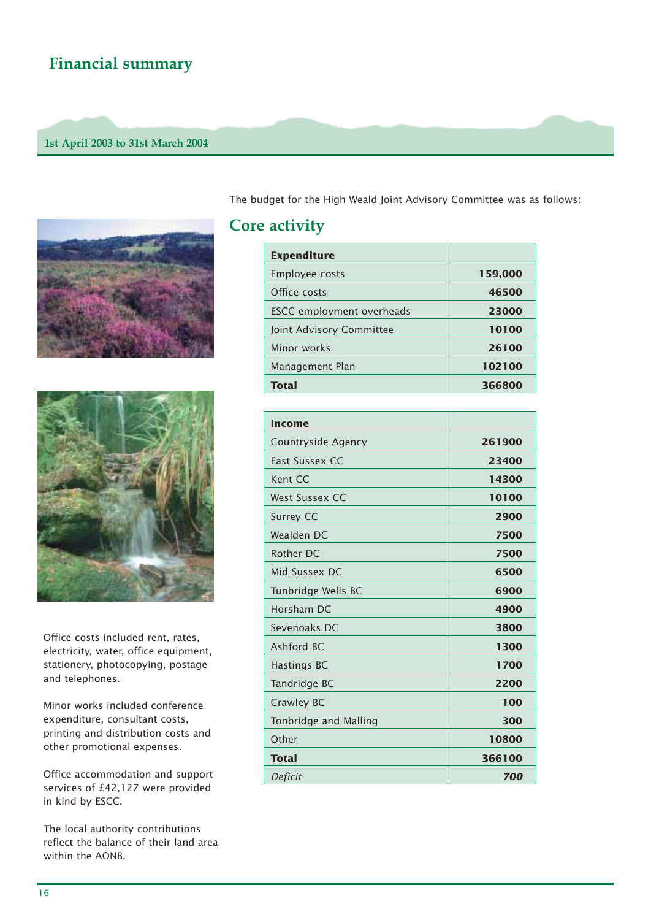# Financial summary

**1st April 2003 to 31st March 2004**

The budget for the High Weald Joint Advisory Committee was as follows:

## Core activity

| **Expenditure** | |
|---|---|
| Employee costs | **159,000** |
| Office costs | **46500** |
| ESCC employment overheads | **23000** |
| Joint Advisory Committee | **10100** |
| Minor works | **26100** |
| Management Plan | **102100** |
| **Total** | **366800** |

| **Income** | |
|---|---|
| Countryside Agency | **261900** |
| East Sussex CC | **23400** |
| Kent CC | **14300** |
| West Sussex CC | **10100** |
| Surrey CC | **2900** |
| Wealden DC | **7500** |
| Rother DC | **7500** |
| Mid Sussex DC | **6500** |
| Tunbridge Wells BC | **6900** |
| Horsham DC | **4900** |
| Sevenoaks DC | **3800** |
| Ashford BC | **1300** |
| Hastings BC | **1700** |
| Tandridge BC | **2200** |
| Crawley BC | **100** |
| Tonbridge and Malling | **300** |
| Other | **10800** |
| **Total** | **366100** |
| *Deficit* | ***700*** |

Office costs included rent, rates, electricity, water, office equipment, stationery, photocopying, postage and telephones.

Minor works included conference expenditure, consultant costs, printing and distribution costs and other promotional expenses.

Office accommodation and support services of £42,127 were provided in kind by ESCC.

The local authority contributions reflect the balance of their land area within the AONB.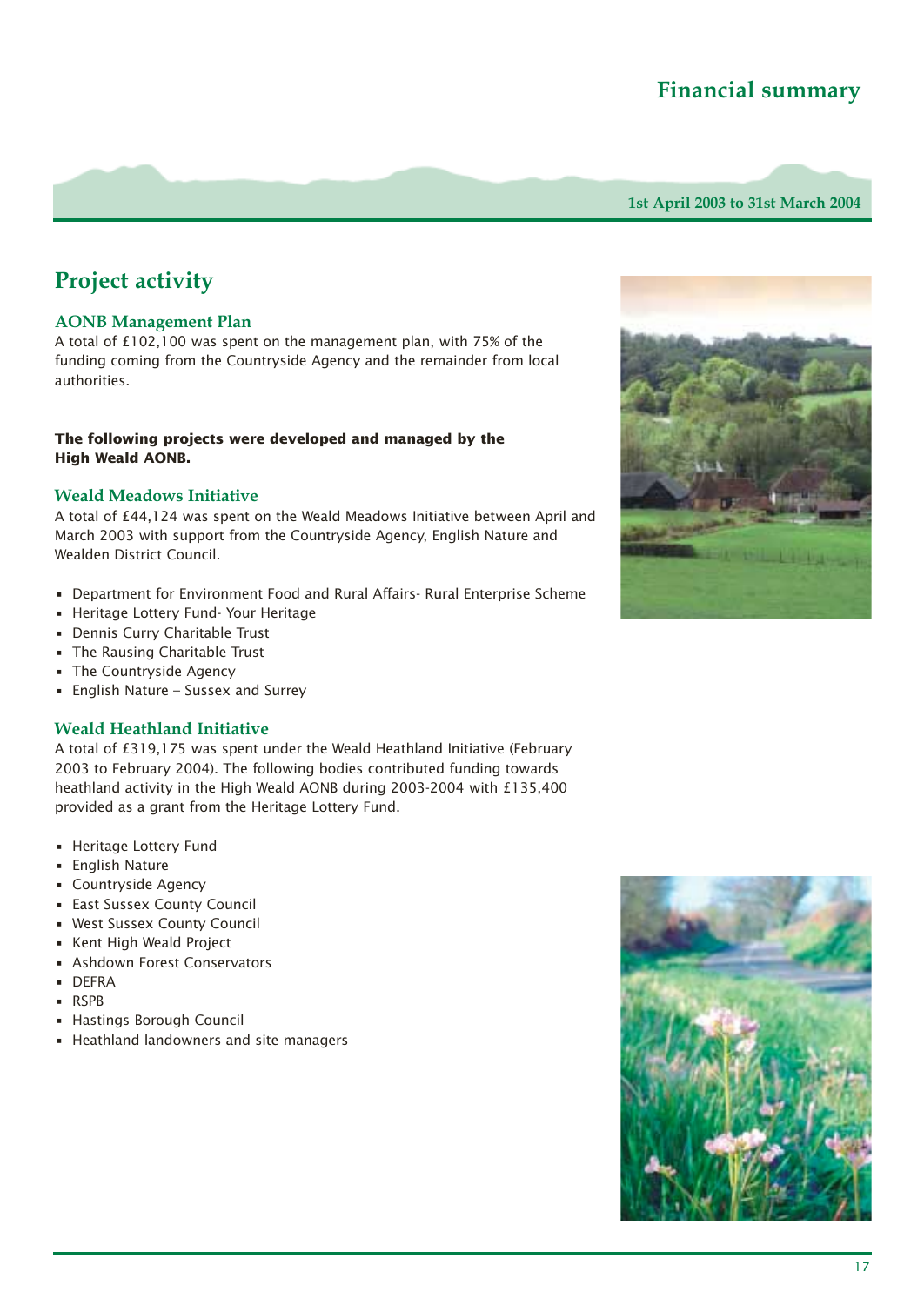# Financial summary

1st April 2003 to 31st March 2004

## Project activity

### AONB Management Plan

A total of £102,100 was spent on the management plan, with 75% of the funding coming from the Countryside Agency and the remainder from local authorities.

**The following projects were developed and managed by the High Weald AONB.**

### Weald Meadows Initiative

A total of £44,124 was spent on the Weald Meadows Initiative between April and March 2003 with support from the Countryside Agency, English Nature and Wealden District Council.

- Department for Environment Food and Rural Affairs- Rural Enterprise Scheme
- Heritage Lottery Fund- Your Heritage
- Dennis Curry Charitable Trust
- The Rausing Charitable Trust
- The Countryside Agency
- English Nature – Sussex and Surrey

### Weald Heathland Initiative

A total of £319,175 was spent under the Weald Heathland Initiative (February 2003 to February 2004). The following bodies contributed funding towards heathland activity in the High Weald AONB during 2003-2004 with £135,400 provided as a grant from the Heritage Lottery Fund.

- Heritage Lottery Fund
- English Nature
- Countryside Agency
- East Sussex County Council
- West Sussex County Council
- Kent High Weald Project
- Ashdown Forest Conservators
- DEFRA
- RSPB
- Hastings Borough Council
- Heathland landowners and site managers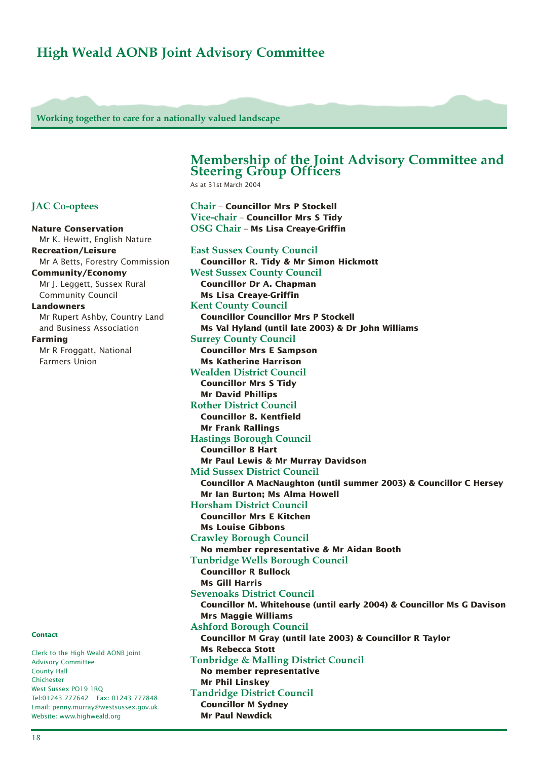## High Weald AONB Joint Advisory Committee

**Working together to care for a nationally valued landscape**

# Membership of the Joint Advisory Committee and Steering Group Officers

As at 31st March 2004

**Chair** – **Councillor Mrs P Stockell**
**Vice-chair** – **Councillor Mrs S Tidy**
**OSG Chair** – **Ms Lisa Creaye-Griffin**

### East Sussex County Council
**Councillor R. Tidy & Mr Simon Hickmott**

### West Sussex County Council
**Councillor Dr A. Chapman**
**Ms Lisa Creaye-Griffin**

### Kent County Council
**Councillor Councillor Mrs P Stockell**
**Ms Val Hyland (until late 2003) & Dr John Williams**

### Surrey County Council
**Councillor Mrs E Sampson**
**Ms Katherine Harrison**

### Wealden District Council
**Councillor Mrs S Tidy**
**Mr David Phillips**

### Rother District Council
**Councillor B. Kentfield**
**Mr Frank Rallings**

### Hastings Borough Council
**Councillor B Hart**
**Mr Paul Lewis & Mr Murray Davidson**

### Mid Sussex District Council
**Councillor A MacNaughton (until summer 2003) & Councillor C Hersey**
**Mr Ian Burton; Ms Alma Howell**

### Horsham District Council
**Councillor Mrs E Kitchen**
**Ms Louise Gibbons**

### Crawley Borough Council
**No member representative & Mr Aidan Booth**

### Tunbridge Wells Borough Council
**Councillor R Bullock**
**Ms Gill Harris**

### Sevenoaks District Council
**Councillor M. Whitehouse (until early 2004) & Councillor Ms G Davison**
**Mrs Maggie Williams**

### Ashford Borough Council
**Councillor M Gray (until late 2003) & Councillor R Taylor**
**Ms Rebecca Stott**

### Tonbridge & Malling District Council
**No member representative**
**Mr Phil Linskey**

### Tandridge District Council
**Councillor M Sydney**
**Mr Paul Newdick**

## JAC Co-optees

**Nature Conservation**
Mr K. Hewitt, English Nature

**Recreation/Leisure**
Mr A Betts, Forestry Commission

**Community/Economy**
Mr J. Leggett, Sussex Rural Community Council

**Landowners**
Mr Rupert Ashby, Country Land and Business Association

**Farming**
Mr R Froggatt, National Farmers Union

**Contact**

Clerk to the High Weald AONB Joint Advisory Committee
County Hall
Chichester
West Sussex PO19 1RQ
Tel:01243 777642 Fax: 01243 777848
Email: penny.murray@westsussex.gov.uk
Website: www.highweald.org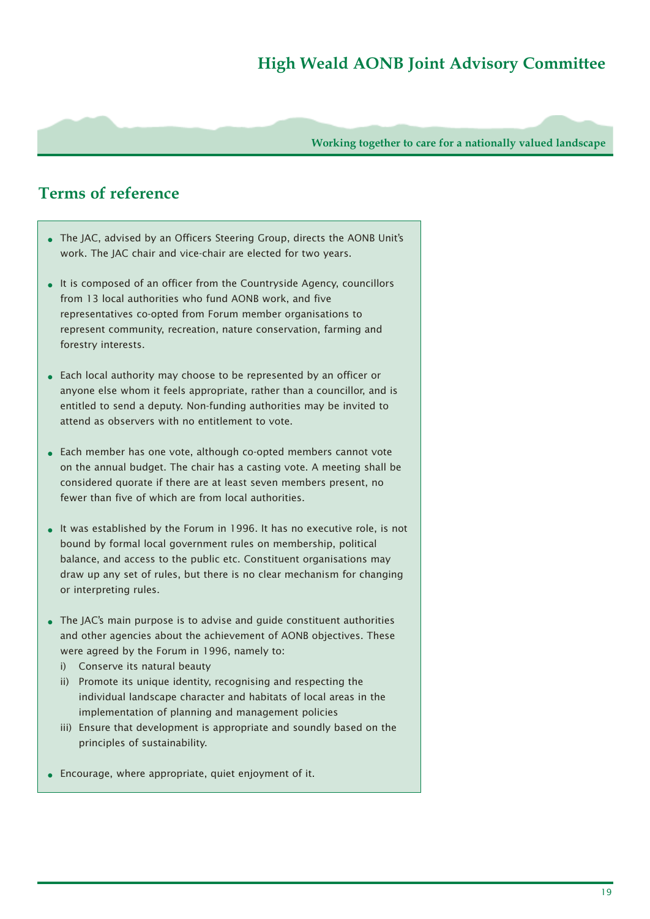## Terms of reference

- The JAC, advised by an Officers Steering Group, directs the AONB Unit's work. The JAC chair and vice-chair are elected for two years.
- It is composed of an officer from the Countryside Agency, councillors from 13 local authorities who fund AONB work, and five representatives co-opted from Forum member organisations to represent community, recreation, nature conservation, farming and forestry interests.
- Each local authority may choose to be represented by an officer or anyone else whom it feels appropriate, rather than a councillor, and is entitled to send a deputy. Non-funding authorities may be invited to attend as observers with no entitlement to vote.
- Each member has one vote, although co-opted members cannot vote on the annual budget. The chair has a casting vote. A meeting shall be considered quorate if there are at least seven members present, no fewer than five of which are from local authorities.
- It was established by the Forum in 1996. It has no executive role, is not bound by formal local government rules on membership, political balance, and access to the public etc. Constituent organisations may draw up any set of rules, but there is no clear mechanism for changing or interpreting rules.
- The JAC's main purpose is to advise and guide constituent authorities and other agencies about the achievement of AONB objectives. These were agreed by the Forum in 1996, namely to:
  - i) Conserve its natural beauty
  - ii) Promote its unique identity, recognising and respecting the individual landscape character and habitats of local areas in the implementation of planning and management policies
  - iii) Ensure that development is appropriate and soundly based on the principles of sustainability.
- Encourage, where appropriate, quiet enjoyment of it.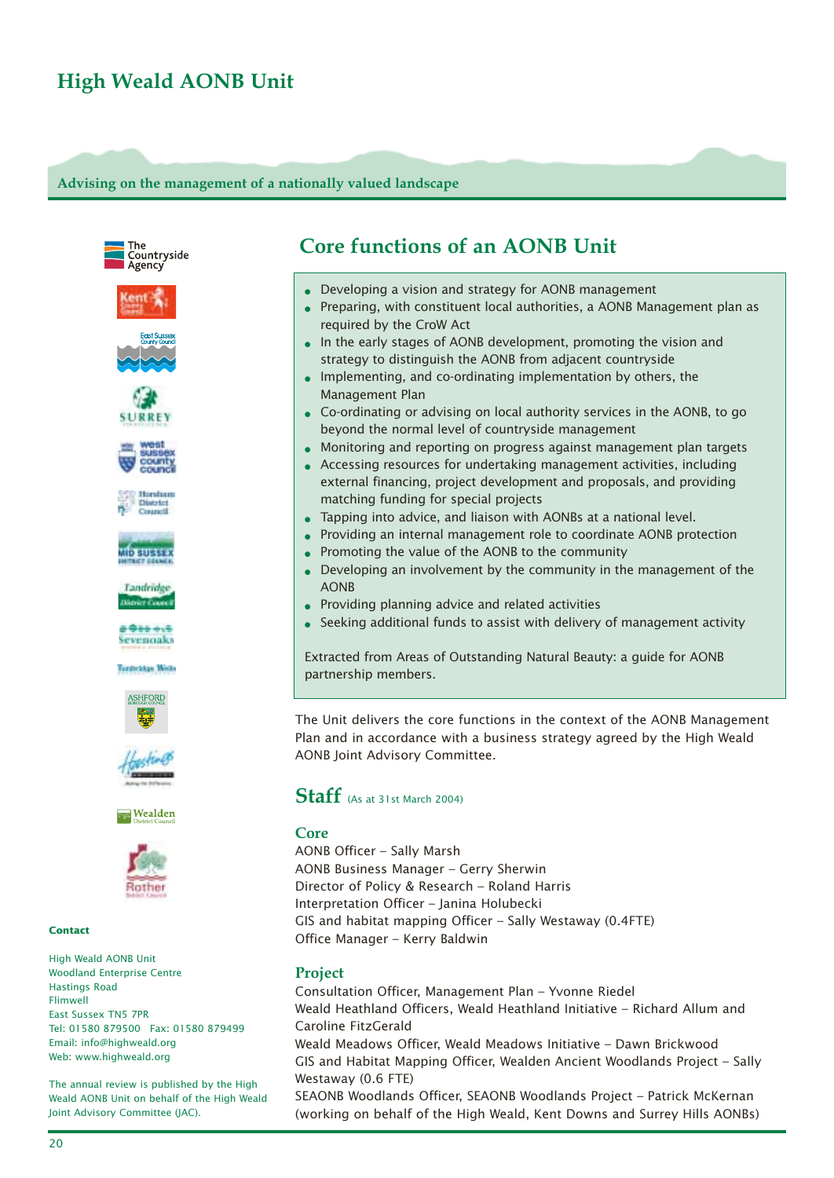# High Weald AONB Unit

**Advising on the management of a nationally valued landscape**

## Core functions of an AONB Unit

- Developing a vision and strategy for AONB management
- Preparing, with constituent local authorities, a AONB Management plan as required by the CroW Act
- In the early stages of AONB development, promoting the vision and strategy to distinguish the AONB from adjacent countryside
- Implementing, and co-ordinating implementation by others, the Management Plan
- Co-ordinating or advising on local authority services in the AONB, to go beyond the normal level of countryside management
- Monitoring and reporting on progress against management plan targets
- Accessing resources for undertaking management activities, including external financing, project development and proposals, and providing matching funding for special projects
- Tapping into advice, and liaison with AONBs at a national level.
- Providing an internal management role to coordinate AONB protection
- Promoting the value of the AONB to the community
- Developing an involvement by the community in the management of the AONB
- Providing planning advice and related activities
- Seeking additional funds to assist with delivery of management activity

Extracted from Areas of Outstanding Natural Beauty: a guide for AONB partnership members.

The Unit delivers the core functions in the context of the AONB Management Plan and in accordance with a business strategy agreed by the High Weald AONB Joint Advisory Committee.

## Staff (As at 31st March 2004)

### Core

AONB Officer – Sally Marsh
AONB Business Manager – Gerry Sherwin
Director of Policy & Research – Roland Harris
Interpretation Officer – Janina Holubecki
GIS and habitat mapping Officer – Sally Westaway (0.4FTE)
Office Manager – Kerry Baldwin

### Project

Consultation Officer, Management Plan – Yvonne Riedel
Weald Heathland Officers, Weald Heathland Initiative – Richard Allum and Caroline FitzGerald
Weald Meadows Officer, Weald Meadows Initiative – Dawn Brickwood
GIS and Habitat Mapping Officer, Wealden Ancient Woodlands Project – Sally Westaway (0.6 FTE)
SEAONB Woodlands Officer, SEAONB Woodlands Project – Patrick McKernan (working on behalf of the High Weald, Kent Downs and Surrey Hills AONBs)

**Contact**

High Weald AONB Unit
Woodland Enterprise Centre
Hastings Road
Flimwell
East Sussex TN5 7PR
Tel: 01580 879500 Fax: 01580 879499
Email: info@highweald.org
Web: www.highweald.org

The annual review is published by the High Weald AONB Unit on behalf of the High Weald Joint Advisory Committee (JAC).